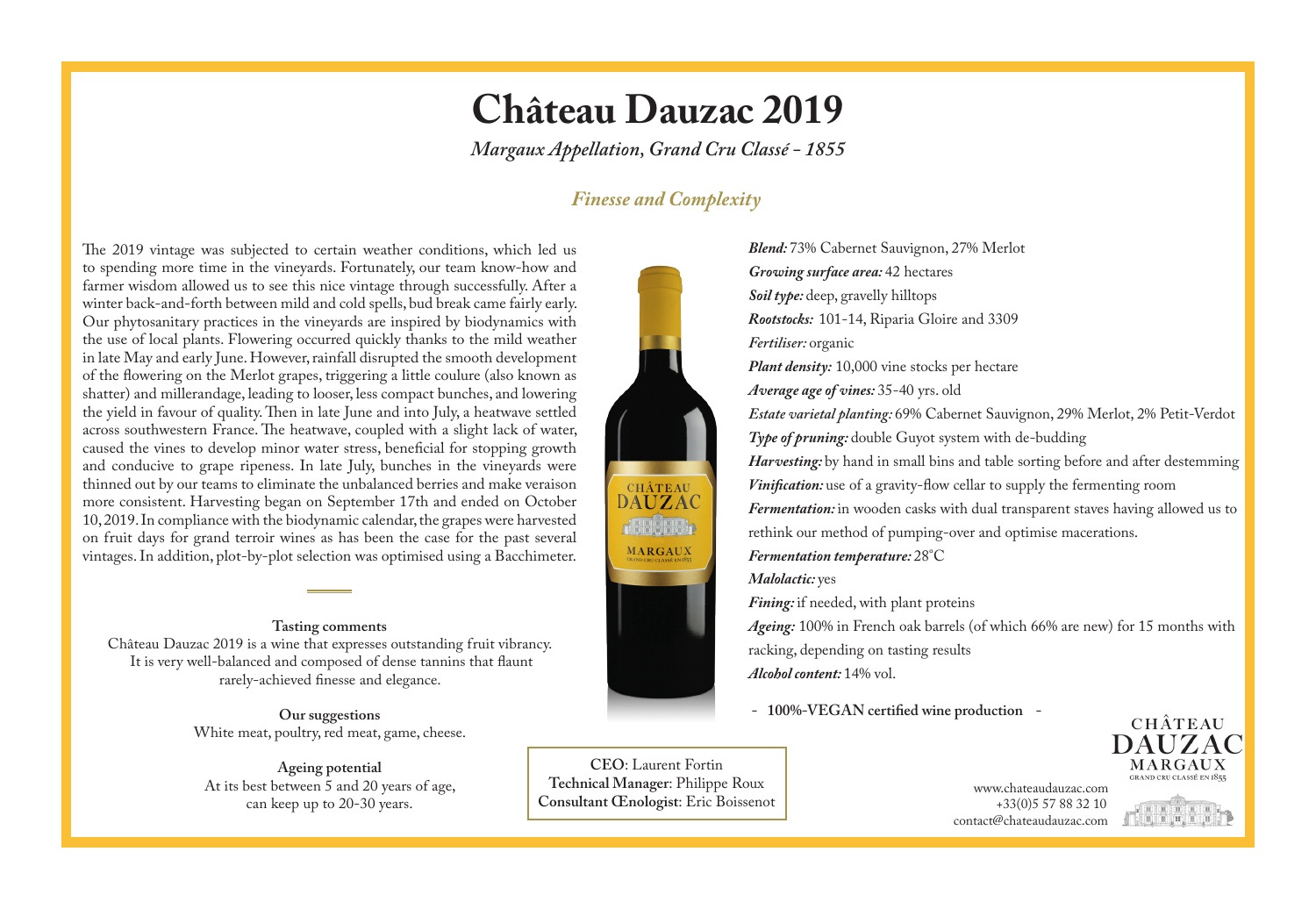# Château Dauzac 2019

*Margaux Appellation, Grand Cru Classé - 1855*

## *Finesse and Complexity*

The 2019 vintage was subjected to certain weather conditions, which led us to spending more time in the vineyards. Fortunately, our team know-how and farmer wisdom allowed us to see this nice vintage through successfully. After a winter back-and-forth between mild and cold spells, bud break came fairly early. Our phytosanitary practices in the vineyards are inspired by biodynamics with the use of local plants. Flowering occurred quickly thanks to the mild weather in late May and early June. However, rainfall disrupted the smooth development of the flowering on the Merlot grapes, triggering a little coulure (also known as shatter) and millerandage, leading to looser, less compact bunches, and lowering the yield in favour of quality. Then in late June and into July, a heatwave settled across southwestern France. The heatwave, coupled with a slight lack of water, caused the vines to develop minor water stress, beneficial for stopping growth and conducive to grape ripeness. In late July, bunches in the vineyards were thinned out by our teams to eliminate the unbalanced berries and make veraison more consistent. Harvesting began on September 17th and ended on October 10, 2019. In compliance with the biodynamic calendar, the grapes were harvested on fruit days for grand terroir wines as has been the case for the past several vintages. In addition, plot-by-plot selection was optimised using a Bacchimeter.

**Tasting comments**

Château Dauzac 2019 is a wine that expresses outstanding fruit vibrancy. It is very well-balanced and composed of dense tannins that flaunt rarely-achieved finesse and elegance.

**Our suggestions**

White meat, poultry, red meat, game, cheese.

**Ageing potential**

At its best between 5 and 20 years of age, can keep up to 20-30 years.

***Blend:*** 73% Cabernet Sauvignon, 27% Merlot

***Growing surface area:*** 42 hectares

***Soil type:*** deep, gravelly hilltops

***Rootstocks:*** 101-14, Riparia Gloire and 3309

*Fertiliser:* organic

***Plant density:*** 10,000 vine stocks per hectare

***Average age of vines:*** 35-40 yrs. old

*Estate varietal planting:* 69% Cabernet Sauvignon, 29% Merlot, 2% Petit-Verdot

***Type of pruning:*** double Guyot system with de-budding

***Harvesting:*** by hand in small bins and table sorting before and after destemming

***Vinification:*** use of a gravity-flow cellar to supply the fermenting room

***Fermentation:*** in wooden casks with dual transparent staves having allowed us to rethink our method of pumping-over and optimise macerations.

***Fermentation temperature:*** 28°C

***Malolactic:*** yes

***Fining:*** if needed, with plant proteins

***Ageing:*** 100% in French oak barrels (of which 66% are new) for 15 months with racking, depending on tasting results

***Alcohol content:*** 14% vol.

\- **100%-VEGAN certified wine production** -

**CEO**: Laurent Fortin
**Technical Manager**: Philippe Roux
**Consultant Œnologist**: Eric Boissenot

CHÂTEAU DAUZAC MARGAUX GRAND CRU CLASSÉ EN 1855

www.chateaudauzac.com
+33(0)5 57 88 32 10
contact@chateaudauzac.com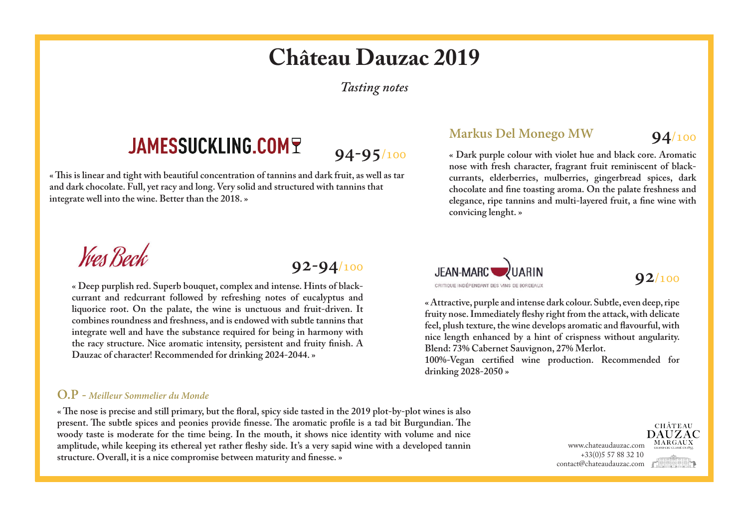# Château Dauzac 2019

*Tasting notes*

## JAMESSUCKLING.COM

**94-95**/100

**« This is linear and tight with beautiful concentration of tannins and dark fruit, as well as tar and dark chocolate. Full, yet racy and long. Very solid and structured with tannins that integrate well into the wine. Better than the 2018. »**

## Markus Del Monego MW

**94**/100

**« Dark purple colour with violet hue and black core. Aromatic nose with fresh character, fragrant fruit reminiscent of black-currants, elderberries, mulberries, gingerbread spices, dark chocolate and fine toasting aroma. On the palate freshness and elegance, ripe tannins and multi-layered fruit, a fine wine with convicing lenght. »**

## Yves Beck

**92-94**/100

**« Deep purplish red. Superb bouquet, complex and intense. Hints of black-currant and redcurrant followed by refreshing notes of eucalyptus and liquorice root. On the palate, the wine is unctuous and fruit-driven. It combines roundness and freshness, and is endowed with subtle tannins that integrate well and have the substance required for being in harmony with the racy structure. Nice aromatic intensity, persistent and fruity finish. A Dauzac of character! Recommended for drinking 2024-2044. »**

## JEAN-MARC QUARIN

CRITIQUE INDÉPENDANT DES VINS DE BORDEAUX

**92**/100

**« Attractive, purple and intense dark colour. Subtle, even deep, ripe fruity nose. Immediately fleshy right from the attack, with delicate feel, plush texture, the wine develops aromatic and flavourful, with nice length enhanced by a hint of crispness without angularity. Blend: 73% Cabernet Sauvignon, 27% Merlot.**

**100%-Vegan certified wine production. Recommended for drinking 2028-2050 »**

## O.P - *Meilleur Sommelier du Monde*

**« The nose is precise and still primary, but the floral, spicy side tasted in the 2019 plot-by-plot wines is also present. The subtle spices and peonies provide finesse. The aromatic profile is a tad bit Burgundian. The woody taste is moderate for the time being. In the mouth, it shows nice identity with volume and nice amplitude, while keeping its ethereal yet rather fleshy side. It's a very sapid wine with a developed tannin structure. Overall, it is a nice compromise between maturity and finesse. »**

www.chateaudauzac.com
+33(0)5 57 88 32 10
contact@chateaudauzac.com

CHÂTEAU DAUZAC MARGAUX GRAND CRU CLASSÉ EN 1855